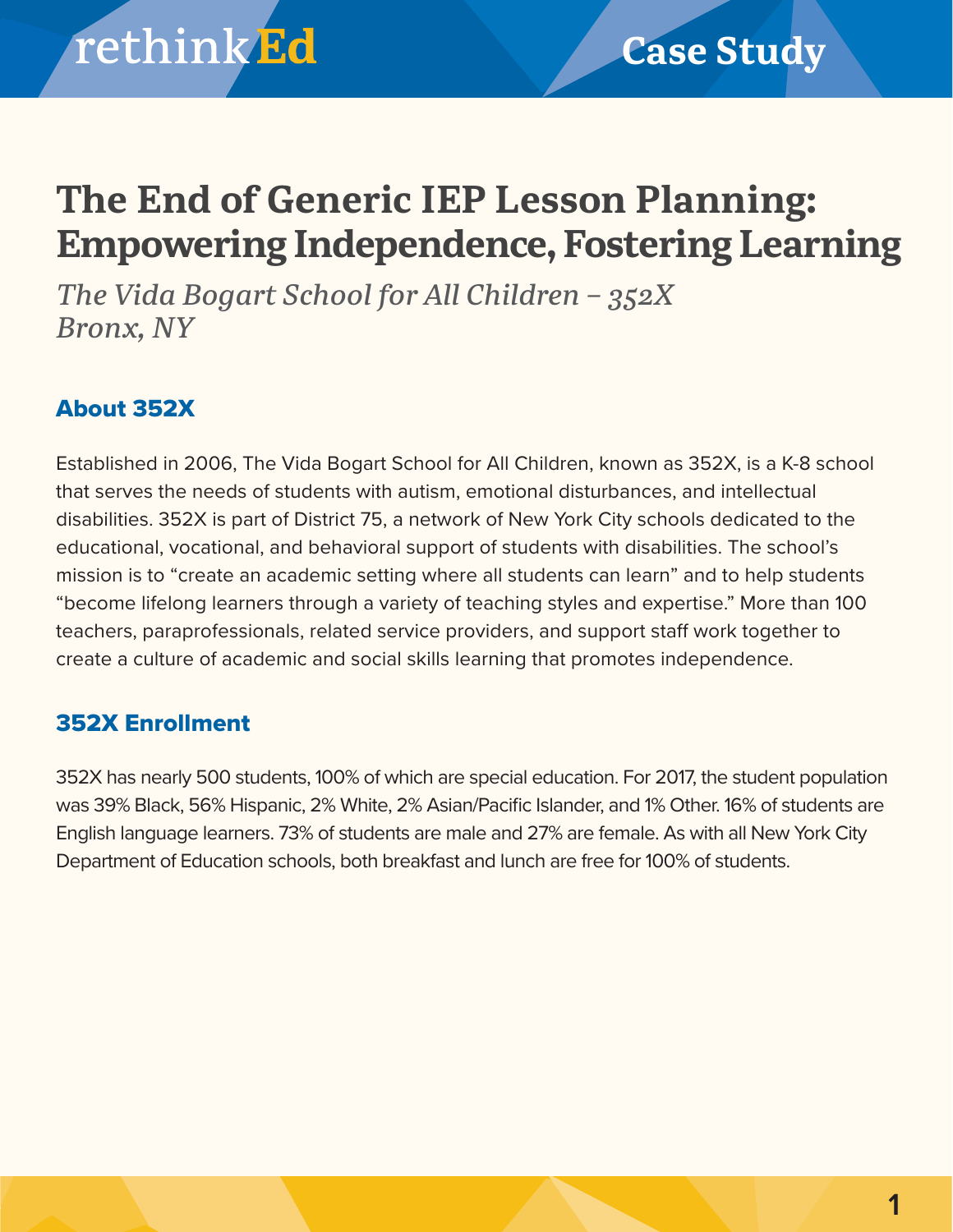rethinkEd

Case Study

# The End of Generic IEP Lesson Planning: Empowering Independence, Fostering Learning

*The Vida Bogart School for All Children – 352X*
*Bronx, NY*

## About 352X

Established in 2006, The Vida Bogart School for All Children, known as 352X, is a K-8 school that serves the needs of students with autism, emotional disturbances, and intellectual disabilities. 352X is part of District 75, a network of New York City schools dedicated to the educational, vocational, and behavioral support of students with disabilities. The school's mission is to "create an academic setting where all students can learn" and to help students "become lifelong learners through a variety of teaching styles and expertise." More than 100 teachers, paraprofessionals, related service providers, and support staff work together to create a culture of academic and social skills learning that promotes independence.

## 352X Enrollment

352X has nearly 500 students, 100% of which are special education. For 2017, the student population was 39% Black, 56% Hispanic, 2% White, 2% Asian/Pacific Islander, and 1% Other. 16% of students are English language learners. 73% of students are male and 27% are female. As with all New York City Department of Education schools, both breakfast and lunch are free for 100% of students.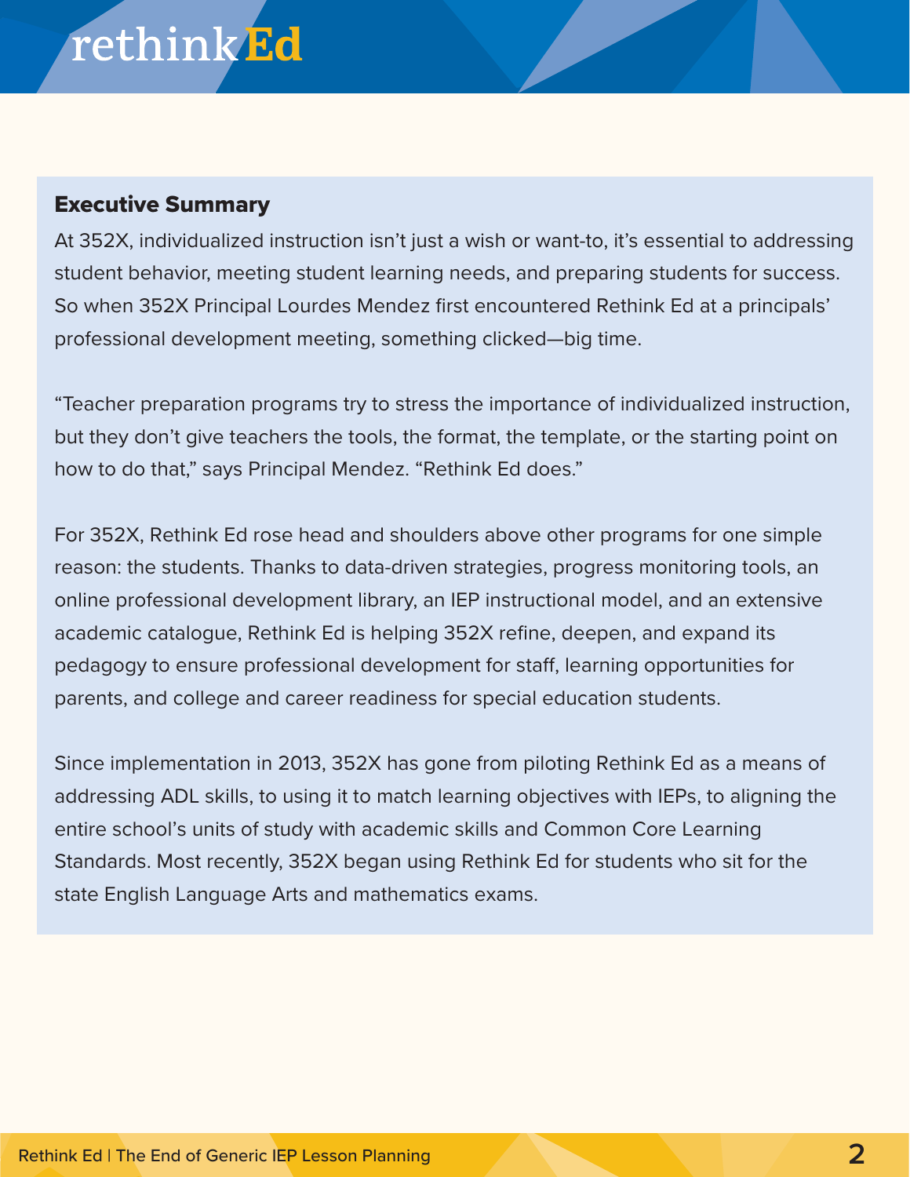## Executive Summary

At 352X, individualized instruction isn't just a wish or want-to, it's essential to addressing student behavior, meeting student learning needs, and preparing students for success. So when 352X Principal Lourdes Mendez first encountered Rethink Ed at a principals' professional development meeting, something clicked—big time.

"Teacher preparation programs try to stress the importance of individualized instruction, but they don't give teachers the tools, the format, the template, or the starting point on how to do that," says Principal Mendez. "Rethink Ed does."

For 352X, Rethink Ed rose head and shoulders above other programs for one simple reason: the students. Thanks to data-driven strategies, progress monitoring tools, an online professional development library, an IEP instructional model, and an extensive academic catalogue, Rethink Ed is helping 352X refine, deepen, and expand its pedagogy to ensure professional development for staff, learning opportunities for parents, and college and career readiness for special education students.

Since implementation in 2013, 352X has gone from piloting Rethink Ed as a means of addressing ADL skills, to using it to match learning objectives with IEPs, to aligning the entire school's units of study with academic skills and Common Core Learning Standards. Most recently, 352X began using Rethink Ed for students who sit for the state English Language Arts and mathematics exams.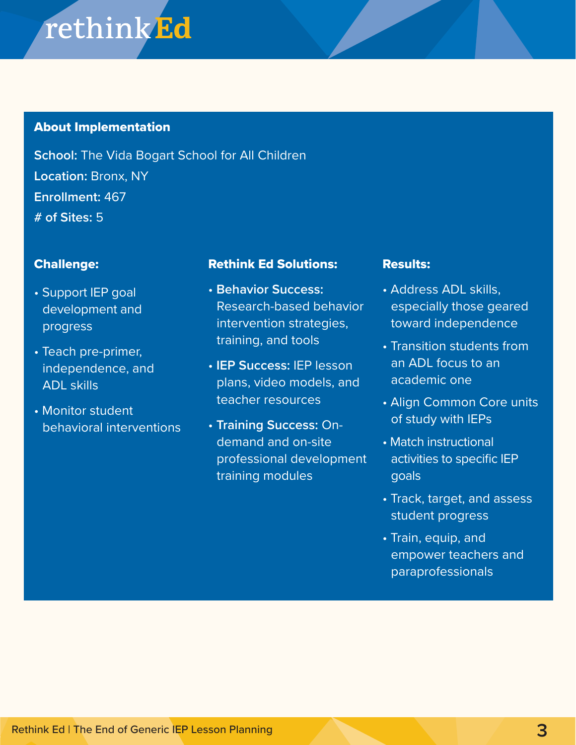### About Implementation

**School:** The Vida Bogart School for All Children

**Location:** Bronx, NY

**Enrollment:** 467

**# of Sites:** 5

### Challenge:

- Support IEP goal development and progress
- Teach pre-primer, independence, and ADL skills
- Monitor student behavioral interventions

### Rethink Ed Solutions:

- **Behavior Success:** Research-based behavior intervention strategies, training, and tools
- **IEP Success:** IEP lesson plans, video models, and teacher resources
- **Training Success:** On-demand and on-site professional development training modules

### Results:

- Address ADL skills, especially those geared toward independence
- Transition students from an ADL focus to an academic one
- Align Common Core units of study with IEPs
- Match instructional activities to specific IEP goals
- Track, target, and assess student progress
- Train, equip, and empower teachers and paraprofessionals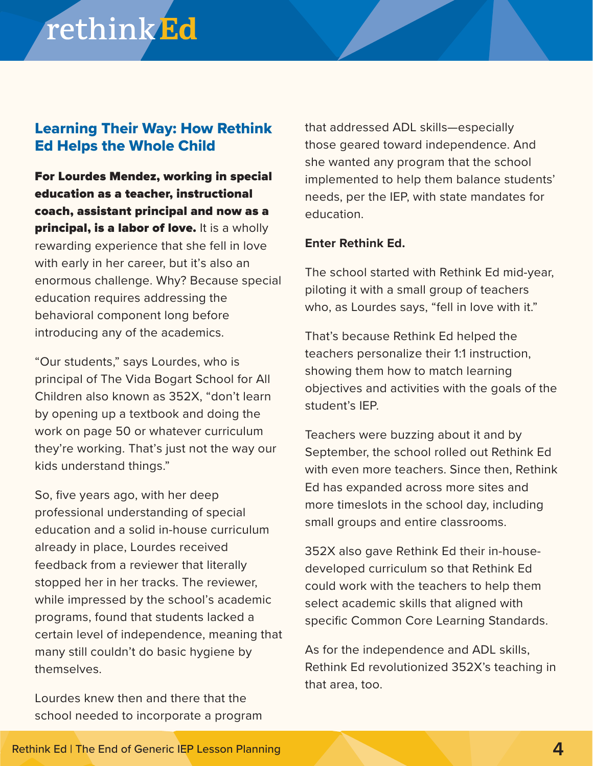## Learning Their Way: How Rethink Ed Helps the Whole Child

**For Lourdes Mendez, working in special education as a teacher, instructional coach, assistant principal and now as a principal, is a labor of love.** It is a wholly rewarding experience that she fell in love with early in her career, but it's also an enormous challenge. Why? Because special education requires addressing the behavioral component long before introducing any of the academics.

"Our students," says Lourdes, who is principal of The Vida Bogart School for All Children also known as 352X, "don't learn by opening up a textbook and doing the work on page 50 or whatever curriculum they're working. That's just not the way our kids understand things."

So, five years ago, with her deep professional understanding of special education and a solid in-house curriculum already in place, Lourdes received feedback from a reviewer that literally stopped her in her tracks. The reviewer, while impressed by the school's academic programs, found that students lacked a certain level of independence, meaning that many still couldn't do basic hygiene by themselves.

Lourdes knew then and there that the school needed to incorporate a program that addressed ADL skills—especially those geared toward independence. And she wanted any program that the school implemented to help them balance students' needs, per the IEP, with state mandates for education.

**Enter Rethink Ed.**

The school started with Rethink Ed mid-year, piloting it with a small group of teachers who, as Lourdes says, "fell in love with it."

That's because Rethink Ed helped the teachers personalize their 1:1 instruction, showing them how to match learning objectives and activities with the goals of the student's IEP.

Teachers were buzzing about it and by September, the school rolled out Rethink Ed with even more teachers. Since then, Rethink Ed has expanded across more sites and more timeslots in the school day, including small groups and entire classrooms.

352X also gave Rethink Ed their in-house-developed curriculum so that Rethink Ed could work with the teachers to help them select academic skills that aligned with specific Common Core Learning Standards.

As for the independence and ADL skills, Rethink Ed revolutionized 352X's teaching in that area, too.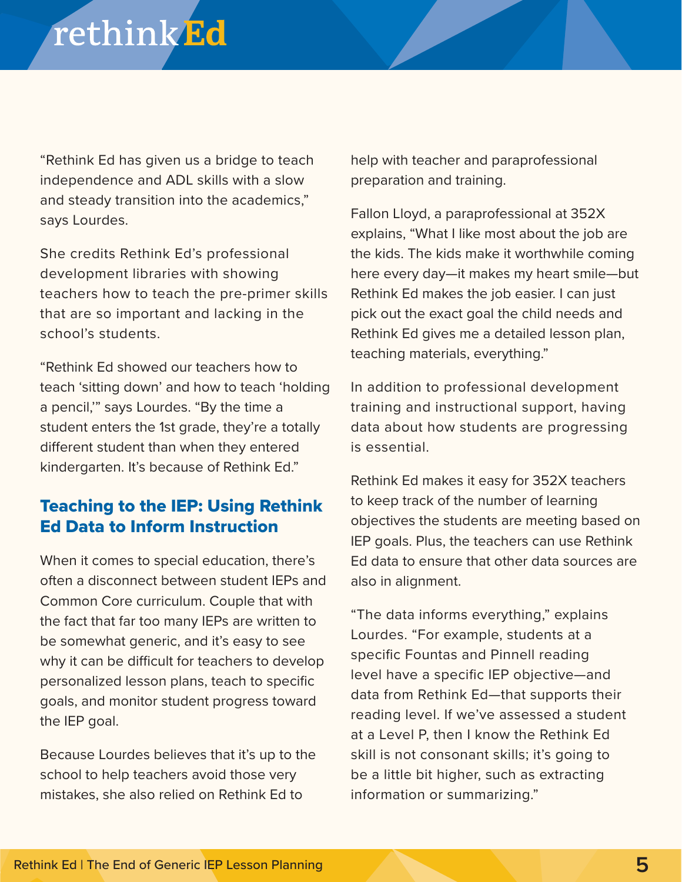"Rethink Ed has given us a bridge to teach independence and ADL skills with a slow and steady transition into the academics," says Lourdes.

She credits Rethink Ed's professional development libraries with showing teachers how to teach the pre-primer skills that are so important and lacking in the school's students.

"Rethink Ed showed our teachers how to teach 'sitting down' and how to teach 'holding a pencil,'" says Lourdes. "By the time a student enters the 1st grade, they're a totally different student than when they entered kindergarten. It's because of Rethink Ed."

## Teaching to the IEP: Using Rethink Ed Data to Inform Instruction

When it comes to special education, there's often a disconnect between student IEPs and Common Core curriculum. Couple that with the fact that far too many IEPs are written to be somewhat generic, and it's easy to see why it can be difficult for teachers to develop personalized lesson plans, teach to specific goals, and monitor student progress toward the IEP goal.

Because Lourdes believes that it's up to the school to help teachers avoid those very mistakes, she also relied on Rethink Ed to help with teacher and paraprofessional preparation and training.

Fallon Lloyd, a paraprofessional at 352X explains, "What I like most about the job are the kids. The kids make it worthwhile coming here every day—it makes my heart smile—but Rethink Ed makes the job easier. I can just pick out the exact goal the child needs and Rethink Ed gives me a detailed lesson plan, teaching materials, everything."

In addition to professional development training and instructional support, having data about how students are progressing is essential.

Rethink Ed makes it easy for 352X teachers to keep track of the number of learning objectives the students are meeting based on IEP goals. Plus, the teachers can use Rethink Ed data to ensure that other data sources are also in alignment.

"The data informs everything," explains Lourdes. "For example, students at a specific Fountas and Pinnell reading level have a specific IEP objective—and data from Rethink Ed—that supports their reading level. If we've assessed a student at a Level P, then I know the Rethink Ed skill is not consonant skills; it's going to be a little bit higher, such as extracting information or summarizing."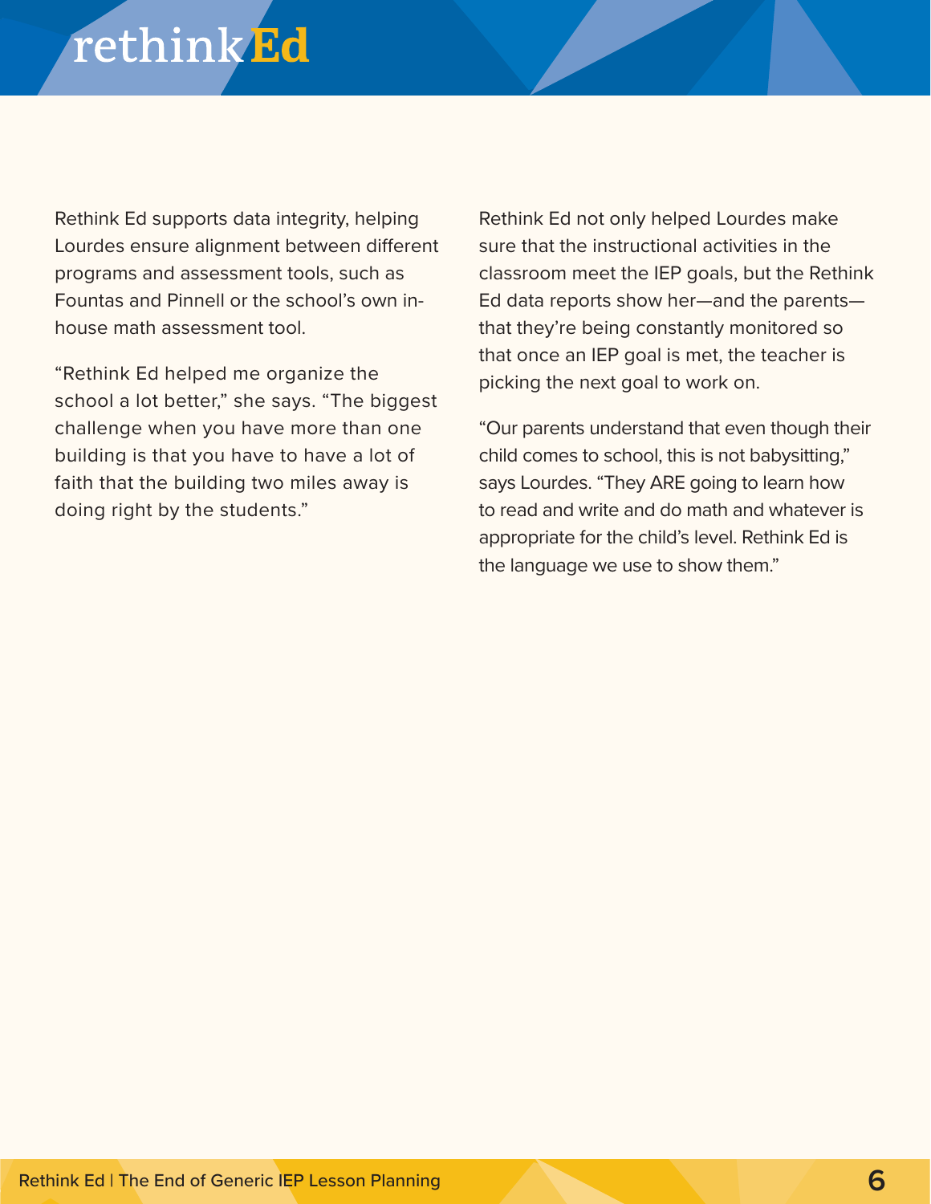Rethink Ed supports data integrity, helping Lourdes ensure alignment between different programs and assessment tools, such as Fountas and Pinnell or the school's own in-house math assessment tool.

"Rethink Ed helped me organize the school a lot better," she says. "The biggest challenge when you have more than one building is that you have to have a lot of faith that the building two miles away is doing right by the students."

Rethink Ed not only helped Lourdes make sure that the instructional activities in the classroom meet the IEP goals, but the Rethink Ed data reports show her—and the parents—that they're being constantly monitored so that once an IEP goal is met, the teacher is picking the next goal to work on.

"Our parents understand that even though their child comes to school, this is not babysitting," says Lourdes. "They ARE going to learn how to read and write and do math and whatever is appropriate for the child's level. Rethink Ed is the language we use to show them."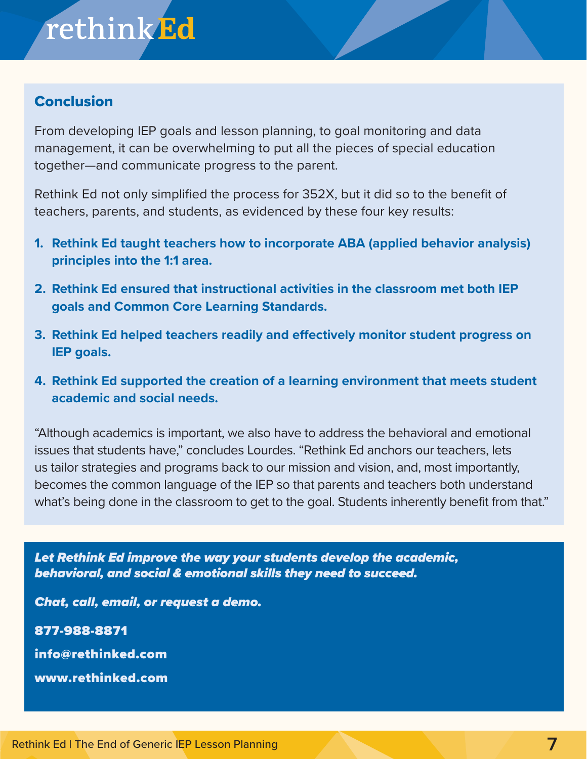## Conclusion

From developing IEP goals and lesson planning, to goal monitoring and data management, it can be overwhelming to put all the pieces of special education together—and communicate progress to the parent.

Rethink Ed not only simplified the process for 352X, but it did so to the benefit of teachers, parents, and students, as evidenced by these four key results:

1. **Rethink Ed taught teachers how to incorporate ABA (applied behavior analysis) principles into the 1:1 area.**
2. **Rethink Ed ensured that instructional activities in the classroom met both IEP goals and Common Core Learning Standards.**
3. **Rethink Ed helped teachers readily and effectively monitor student progress on IEP goals.**
4. **Rethink Ed supported the creation of a learning environment that meets student academic and social needs.**

"Although academics is important, we also have to address the behavioral and emotional issues that students have," concludes Lourdes. "Rethink Ed anchors our teachers, lets us tailor strategies and programs back to our mission and vision, and, most importantly, becomes the common language of the IEP so that parents and teachers both understand what's being done in the classroom to get to the goal. Students inherently benefit from that."

***Let Rethink Ed improve the way your students develop the academic, behavioral, and social & emotional skills they need to succeed.***

***Chat, call, email, or request a demo.***

**877-988-8871**

**info@rethinked.com**

**www.rethinked.com**